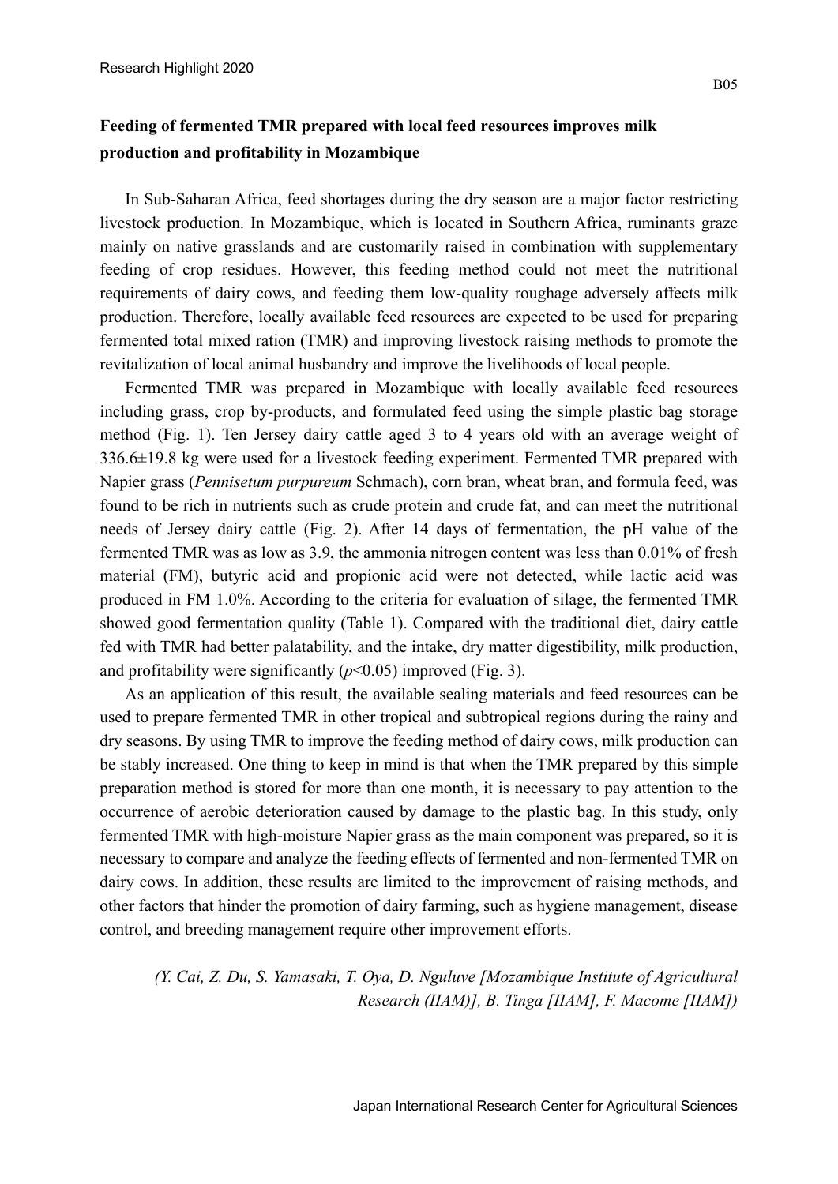## Feeding of fermented TMR prepared with local feed resources improves milk production and profitability in Mozambique

In Sub-Saharan Africa, feed shortages during the dry season are a major factor restricting livestock production. In Mozambique, which is located in Southern Africa, ruminants graze mainly on native grasslands and are customarily raised in combination with supplementary feeding of crop residues. However, this feeding method could not meet the nutritional requirements of dairy cows, and feeding them low-quality roughage adversely affects milk production. Therefore, locally available feed resources are expected to be used for preparing fermented total mixed ration (TMR) and improving livestock raising methods to promote the revitalization of local animal husbandry and improve the livelihoods of local people.

Fermented TMR was prepared in Mozambique with locally available feed resources including grass, crop by-products, and formulated feed using the simple plastic bag storage method (Fig. 1). Ten Jersey dairy cattle aged 3 to 4 years old with an average weight of 336.6±19.8 kg were used for a livestock feeding experiment. Fermented TMR prepared with Napier grass (*Pennisetum purpureum* Schmach), corn bran, wheat bran, and formula feed, was found to be rich in nutrients such as crude protein and crude fat, and can meet the nutritional needs of Jersey dairy cattle (Fig. 2). After 14 days of fermentation, the pH value of the fermented TMR was as low as 3.9, the ammonia nitrogen content was less than 0.01% of fresh material (FM), butyric acid and propionic acid were not detected, while lactic acid was produced in FM 1.0%. According to the criteria for evaluation of silage, the fermented TMR showed good fermentation quality (Table 1). Compared with the traditional diet, dairy cattle fed with TMR had better palatability, and the intake, dry matter digestibility, milk production, and profitability were significantly ($p$<0.05) improved (Fig. 3).

As an application of this result, the available sealing materials and feed resources can be used to prepare fermented TMR in other tropical and subtropical regions during the rainy and dry seasons. By using TMR to improve the feeding method of dairy cows, milk production can be stably increased. One thing to keep in mind is that when the TMR prepared by this simple preparation method is stored for more than one month, it is necessary to pay attention to the occurrence of aerobic deterioration caused by damage to the plastic bag. In this study, only fermented TMR with high-moisture Napier grass as the main component was prepared, so it is necessary to compare and analyze the feeding effects of fermented and non-fermented TMR on dairy cows. In addition, these results are limited to the improvement of raising methods, and other factors that hinder the promotion of dairy farming, such as hygiene management, disease control, and breeding management require other improvement efforts.

*(Y. Cai, Z. Du, S. Yamasaki, T. Oya, D. Nguluve [Mozambique Institute of Agricultural Research (IIAM)], B. Tinga [IIAM], F. Macome [IIAM])*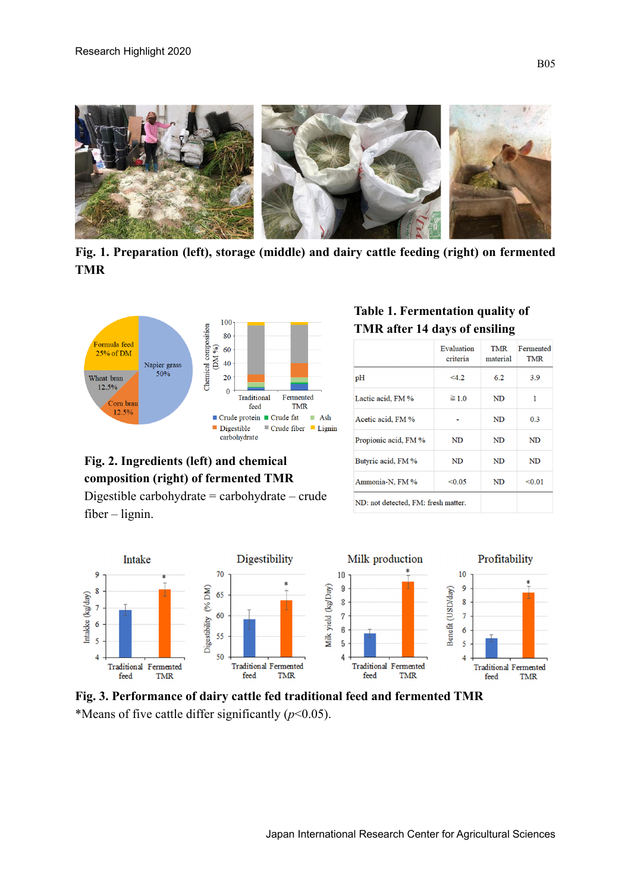Fig. 1. Preparation (left), storage (middle) and dairy cattle feeding (right) on fermented TMR

Formula feed 25% of DM
Napier grass 50%
Wheat bran 12.5%
Corn bran 12.5%

Chemical composition (DM %)
100
80
60
40
20
0
Traditional feed
Fermented TMR
Crude protein
Crude fat
Ash
Digestible carbohydrate
Crude fiber
Lignin

**Fig. 2. Ingredients (left) and chemical composition (right) of fermented TMR**

Digestible carbohydrate = carbohydrate – crude fiber – lignin.

**Table 1. Fermentation quality of TMR after 14 days of ensiling**

| | Evaluation criteria | TMR material | Fermented TMR |
|---|---|---|---|
| pH | <4.2 | 6.2 | 3.9 |
| Lactic acid, FM % | ≧1.0 | ND | 1 |
| Acetic acid, FM % | - | ND | 0.3 |
| Propionic acid, FM % | ND | ND | ND |
| Butyric acid, FM % | ND | ND | ND |
| Ammonia-N, FM % | <0.05 | ND | <0.01 |

ND: not detected, FM: fresh matter.

Intake
Intakke (kg/day)
9
8
7
6
5
4
*
Traditional feed
Fermented TMR

Digestibility
Digestibility (% DM)
70
65
60
55
50
*
Traditional feed
Fermented TMR

Milk production
Milk yield (kg/Day)
10
9
8
7
6
5
4
*
Traditional feed
Fermented TMR

Profitability
Benefit (USD/day)
10
9
8
7
6
5
4
*
Traditional feed
Fermented TMR

**Fig. 3. Performance of dairy cattle fed traditional feed and fermented TMR**

*Means of five cattle differ significantly ($p<0.05$).